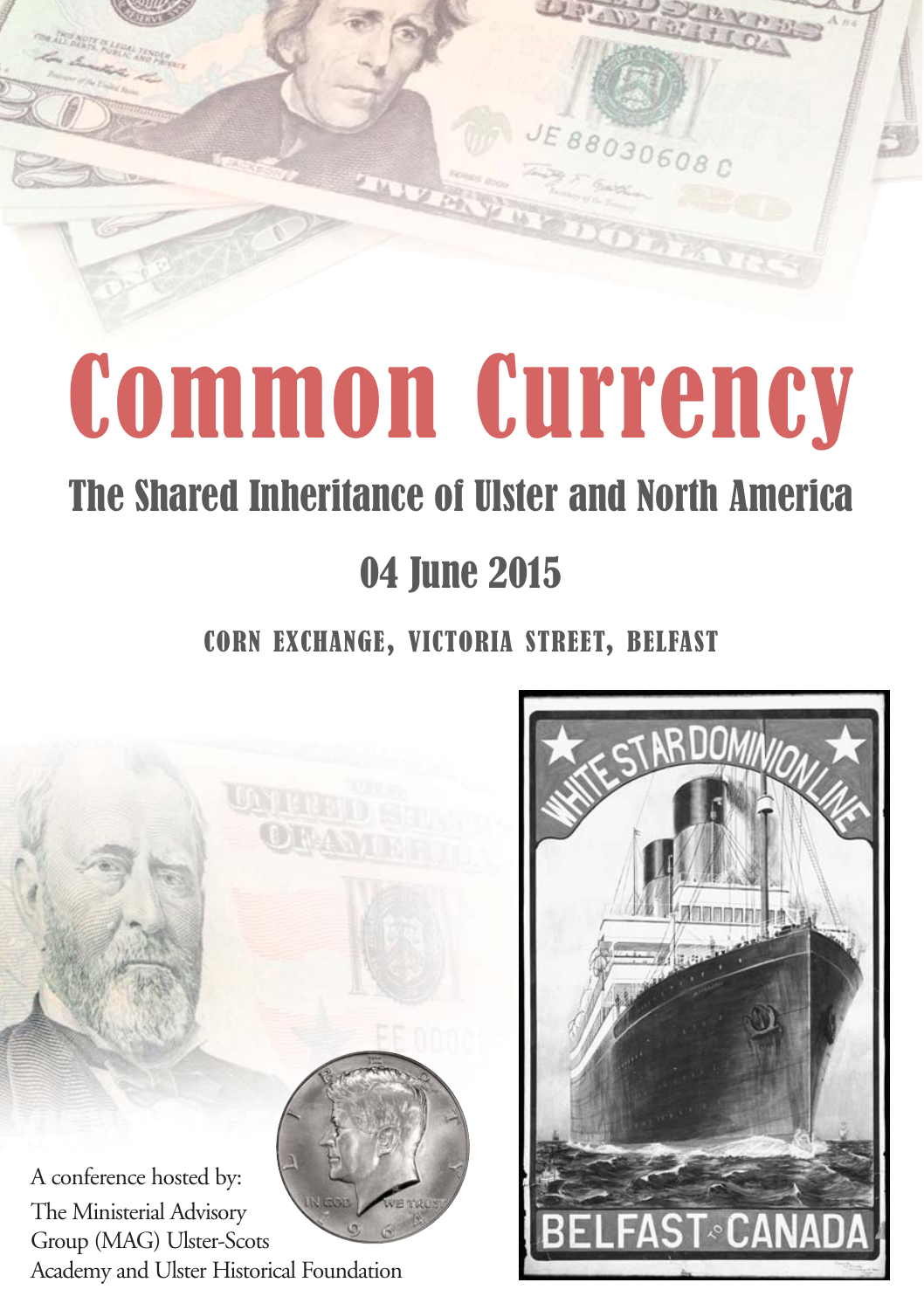# Common Currency

## The Shared Inheritance of Ulster and North America

## 04 June 2015

CORN EXCHANGE, VICTORIA STREET, BELFAST

A conference hosted by:
The Ministerial Advisory Group (MAG) Ulster-Scots Academy and Ulster Historical Foundation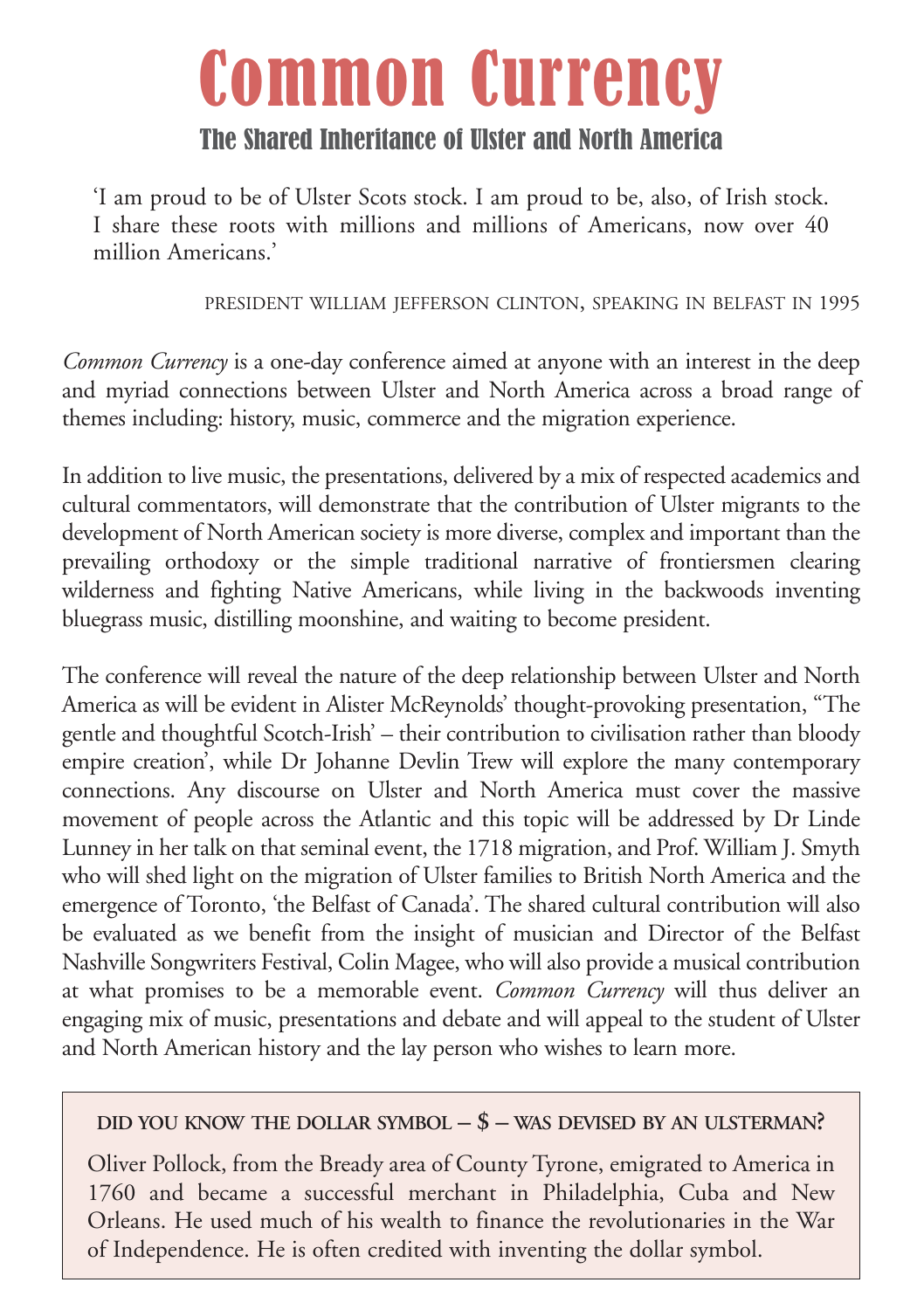# Common Currency

## The Shared Inheritance of Ulster and North America

> 'I am proud to be of Ulster Scots stock. I am proud to be, also, of Irish stock. I share these roots with millions and millions of Americans, now over 40 million Americans.'
>
> PRESIDENT WILLIAM JEFFERSON CLINTON, SPEAKING IN BELFAST IN 1995

*Common Currency* is a one-day conference aimed at anyone with an interest in the deep and myriad connections between Ulster and North America across a broad range of themes including: history, music, commerce and the migration experience.

In addition to live music, the presentations, delivered by a mix of respected academics and cultural commentators, will demonstrate that the contribution of Ulster migrants to the development of North American society is more diverse, complex and important than the prevailing orthodoxy or the simple traditional narrative of frontiersmen clearing wilderness and fighting Native Americans, while living in the backwoods inventing bluegrass music, distilling moonshine, and waiting to become president.

The conference will reveal the nature of the deep relationship between Ulster and North America as will be evident in Alister McReynolds' thought-provoking presentation, "The gentle and thoughtful Scotch-Irish' – their contribution to civilisation rather than bloody empire creation', while Dr Johanne Devlin Trew will explore the many contemporary connections. Any discourse on Ulster and North America must cover the massive movement of people across the Atlantic and this topic will be addressed by Dr Linde Lunney in her talk on that seminal event, the 1718 migration, and Prof. William J. Smyth who will shed light on the migration of Ulster families to British North America and the emergence of Toronto, 'the Belfast of Canada'. The shared cultural contribution will also be evaluated as we benefit from the insight of musician and Director of the Belfast Nashville Songwriters Festival, Colin Magee, who will also provide a musical contribution at what promises to be a memorable event. *Common Currency* will thus deliver an engaging mix of music, presentations and debate and will appeal to the student of Ulster and North American history and the lay person who wishes to learn more.

### DID YOU KNOW THE DOLLAR SYMBOL – $ – WAS DEVISED BY AN ULSTERMAN?

Oliver Pollock, from the Bready area of County Tyrone, emigrated to America in 1760 and became a successful merchant in Philadelphia, Cuba and New Orleans. He used much of his wealth to finance the revolutionaries in the War of Independence. He is often credited with inventing the dollar symbol.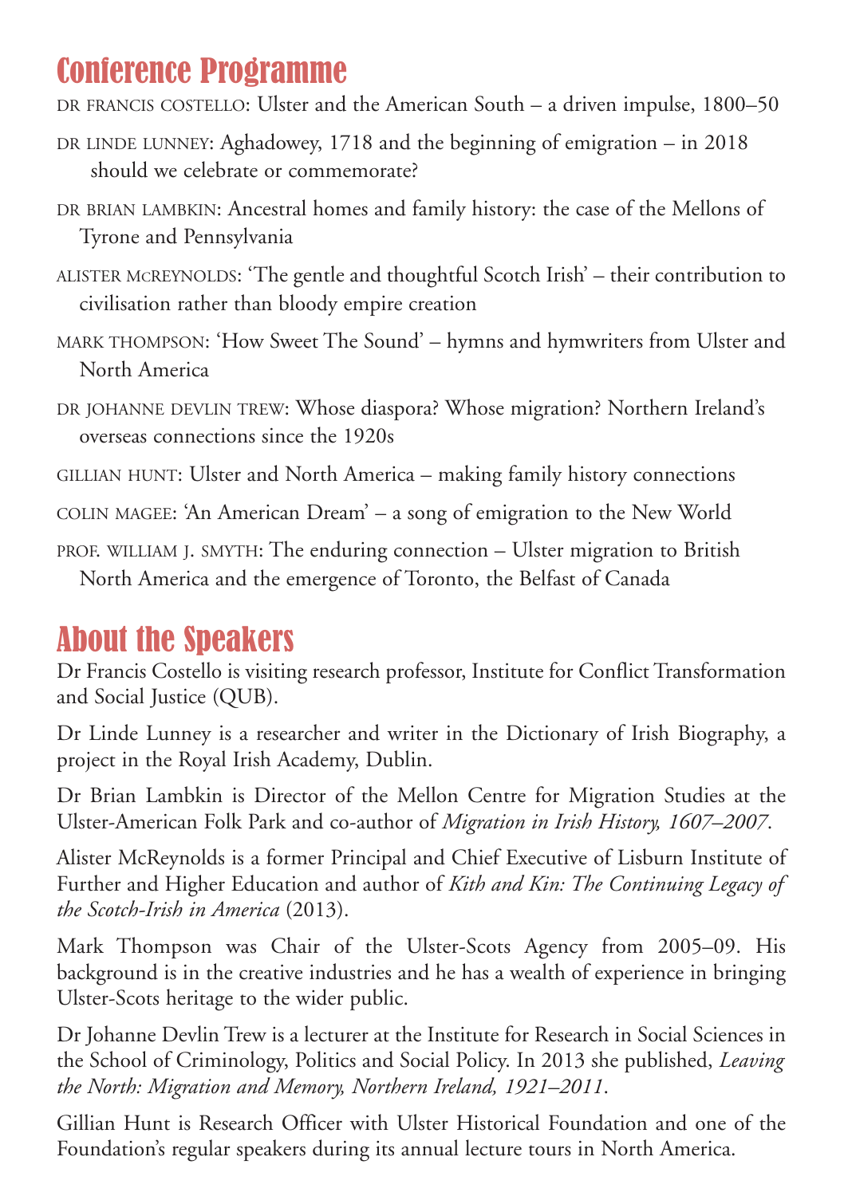## Conference Programme

DR FRANCIS COSTELLO: Ulster and the American South – a driven impulse, 1800–50

DR LINDE LUNNEY: Aghadowey, 1718 and the beginning of emigration – in 2018 should we celebrate or commemorate?

DR BRIAN LAMBKIN: Ancestral homes and family history: the case of the Mellons of Tyrone and Pennsylvania

ALISTER MCREYNOLDS: 'The gentle and thoughtful Scotch Irish' – their contribution to civilisation rather than bloody empire creation

MARK THOMPSON: 'How Sweet The Sound' – hymns and hymwriters from Ulster and North America

DR JOHANNE DEVLIN TREW: Whose diaspora? Whose migration? Northern Ireland's overseas connections since the 1920s

GILLIAN HUNT: Ulster and North America – making family history connections

COLIN MAGEE: 'An American Dream' – a song of emigration to the New World

PROF. WILLIAM J. SMYTH: The enduring connection – Ulster migration to British North America and the emergence of Toronto, the Belfast of Canada

## About the Speakers

Dr Francis Costello is visiting research professor, Institute for Conflict Transformation and Social Justice (QUB).

Dr Linde Lunney is a researcher and writer in the Dictionary of Irish Biography, a project in the Royal Irish Academy, Dublin.

Dr Brian Lambkin is Director of the Mellon Centre for Migration Studies at the Ulster-American Folk Park and co-author of *Migration in Irish History, 1607–2007*.

Alister McReynolds is a former Principal and Chief Executive of Lisburn Institute of Further and Higher Education and author of *Kith and Kin: The Continuing Legacy of the Scotch-Irish in America* (2013).

Mark Thompson was Chair of the Ulster-Scots Agency from 2005–09. His background is in the creative industries and he has a wealth of experience in bringing Ulster-Scots heritage to the wider public.

Dr Johanne Devlin Trew is a lecturer at the Institute for Research in Social Sciences in the School of Criminology, Politics and Social Policy. In 2013 she published, *Leaving the North: Migration and Memory, Northern Ireland, 1921–2011*.

Gillian Hunt is Research Officer with Ulster Historical Foundation and one of the Foundation's regular speakers during its annual lecture tours in North America.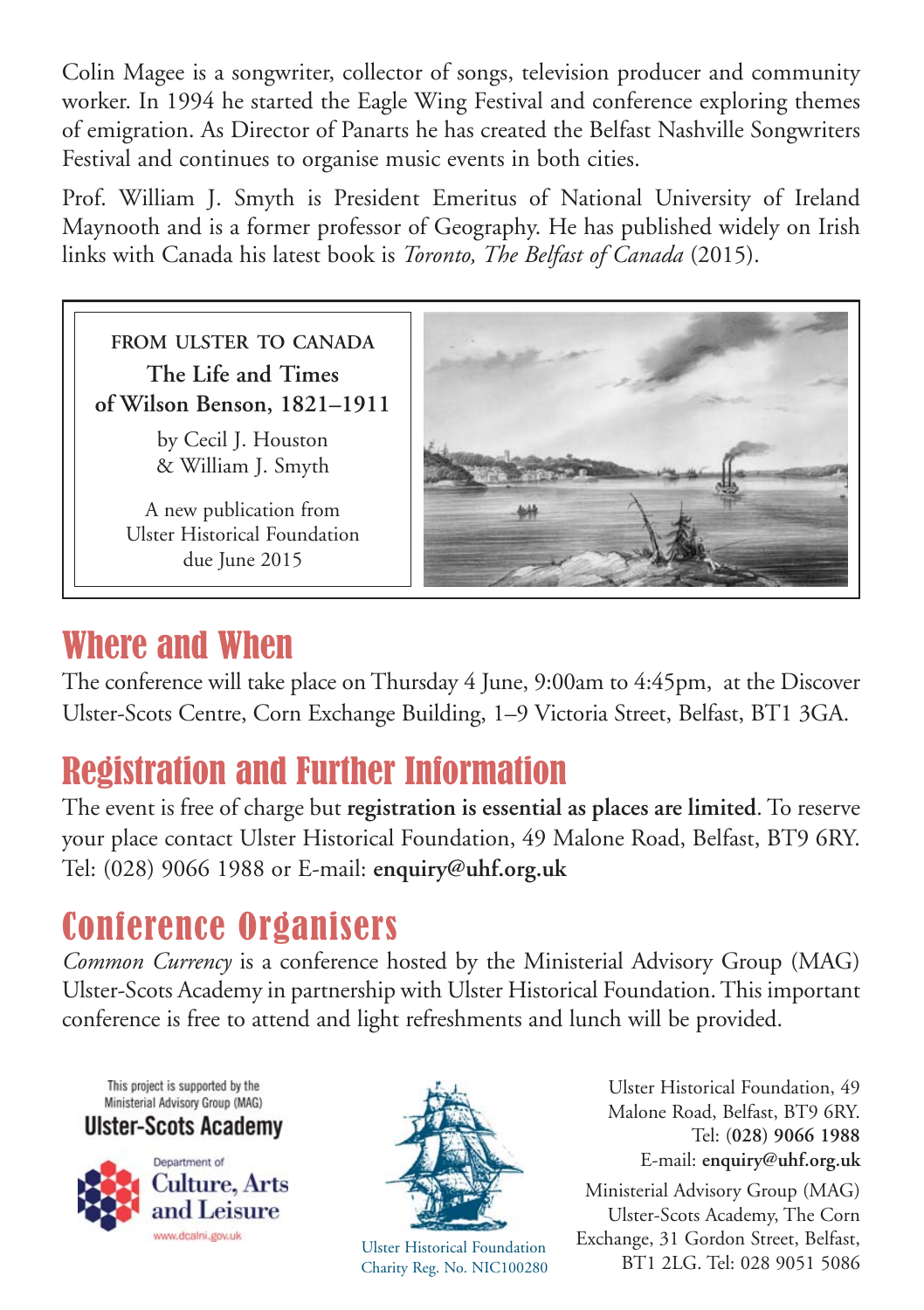Colin Magee is a songwriter, collector of songs, television producer and community worker. In 1994 he started the Eagle Wing Festival and conference exploring themes of emigration. As Director of Panarts he has created the Belfast Nashville Songwriters Festival and continues to organise music events in both cities.

Prof. William J. Smyth is President Emeritus of National University of Ireland Maynooth and is a former professor of Geography. He has published widely on Irish links with Canada his latest book is *Toronto, The Belfast of Canada* (2015).

FROM ULSTER TO CANADA
**The Life and Times of Wilson Benson, 1821–1911**
by Cecil J. Houston & William J. Smyth

A new publication from Ulster Historical Foundation due June 2015

## Where and When

The conference will take place on Thursday 4 June, 9:00am to 4:45pm, at the Discover Ulster-Scots Centre, Corn Exchange Building, 1–9 Victoria Street, Belfast, BT1 3GA.

## Registration and Further Information

The event is free of charge but **registration is essential as places are limited**. To reserve your place contact Ulster Historical Foundation, 49 Malone Road, Belfast, BT9 6RY. Tel: (028) 9066 1988 or E-mail: **enquiry@uhf.org.uk**

## Conference Organisers

*Common Currency* is a conference hosted by the Ministerial Advisory Group (MAG) Ulster-Scots Academy in partnership with Ulster Historical Foundation. This important conference is free to attend and light refreshments and lunch will be provided.

This project is supported by the Ministerial Advisory Group (MAG) Ulster-Scots Academy

Department of Culture, Arts and Leisure
www.dcalni.gov.uk

Ulster Historical Foundation
Charity Reg. No. NIC100280

Ulster Historical Foundation, 49 Malone Road, Belfast, BT9 6RY.
Tel: **(028) 9066 1988**
E-mail: **enquiry@uhf.org.uk**

Ministerial Advisory Group (MAG) Ulster-Scots Academy, The Corn Exchange, 31 Gordon Street, Belfast, BT1 2LG. Tel: 028 9051 5086